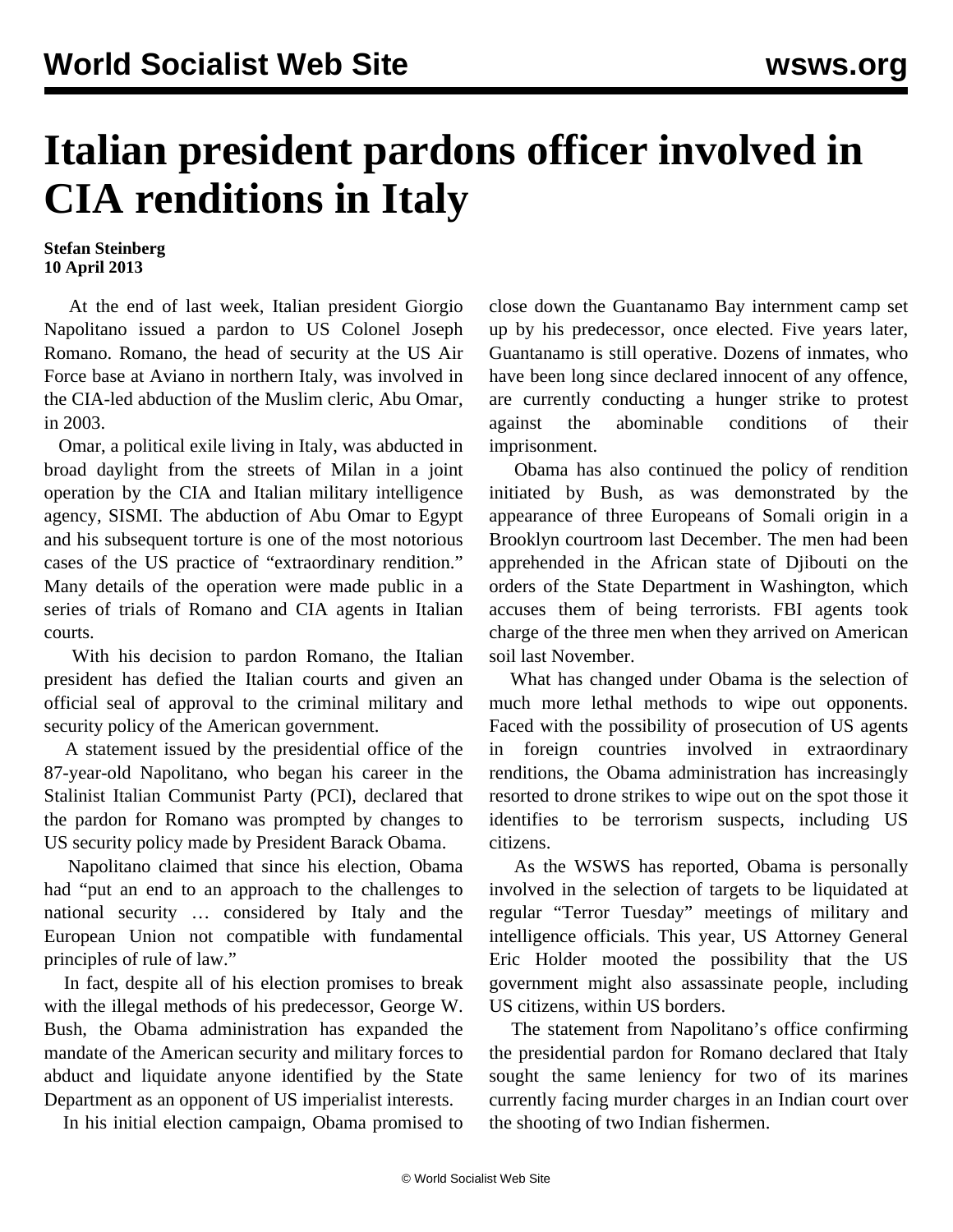# Italian president pardons officer involved in CIA renditions in Italy

**Stefan Steinberg**
**10 April 2013**

At the end of last week, Italian president Giorgio Napolitano issued a pardon to US Colonel Joseph Romano. Romano, the head of security at the US Air Force base at Aviano in northern Italy, was involved in the CIA-led abduction of the Muslim cleric, Abu Omar, in 2003.

Omar, a political exile living in Italy, was abducted in broad daylight from the streets of Milan in a joint operation by the CIA and Italian military intelligence agency, SISMI. The abduction of Abu Omar to Egypt and his subsequent torture is one of the most notorious cases of the US practice of "extraordinary rendition." Many details of the operation were made public in a series of trials of Romano and CIA agents in Italian courts.

With his decision to pardon Romano, the Italian president has defied the Italian courts and given an official seal of approval to the criminal military and security policy of the American government.

A statement issued by the presidential office of the 87-year-old Napolitano, who began his career in the Stalinist Italian Communist Party (PCI), declared that the pardon for Romano was prompted by changes to US security policy made by President Barack Obama.

Napolitano claimed that since his election, Obama had "put an end to an approach to the challenges to national security … considered by Italy and the European Union not compatible with fundamental principles of rule of law."

In fact, despite all of his election promises to break with the illegal methods of his predecessor, George W. Bush, the Obama administration has expanded the mandate of the American security and military forces to abduct and liquidate anyone identified by the State Department as an opponent of US imperialist interests.

In his initial election campaign, Obama promised to close down the Guantanamo Bay internment camp set up by his predecessor, once elected. Five years later, Guantanamo is still operative. Dozens of inmates, who have been long since declared innocent of any offence, are currently conducting a hunger strike to protest against the abominable conditions of their imprisonment.

Obama has also continued the policy of rendition initiated by Bush, as was demonstrated by the appearance of three Europeans of Somali origin in a Brooklyn courtroom last December. The men had been apprehended in the African state of Djibouti on the orders of the State Department in Washington, which accuses them of being terrorists. FBI agents took charge of the three men when they arrived on American soil last November.

What has changed under Obama is the selection of much more lethal methods to wipe out opponents. Faced with the possibility of prosecution of US agents in foreign countries involved in extraordinary renditions, the Obama administration has increasingly resorted to drone strikes to wipe out on the spot those it identifies to be terrorism suspects, including US citizens.

As the WSWS has reported, Obama is personally involved in the selection of targets to be liquidated at regular "Terror Tuesday" meetings of military and intelligence officials. This year, US Attorney General Eric Holder mooted the possibility that the US government might also assassinate people, including US citizens, within US borders.

The statement from Napolitano's office confirming the presidential pardon for Romano declared that Italy sought the same leniency for two of its marines currently facing murder charges in an Indian court over the shooting of two Indian fishermen.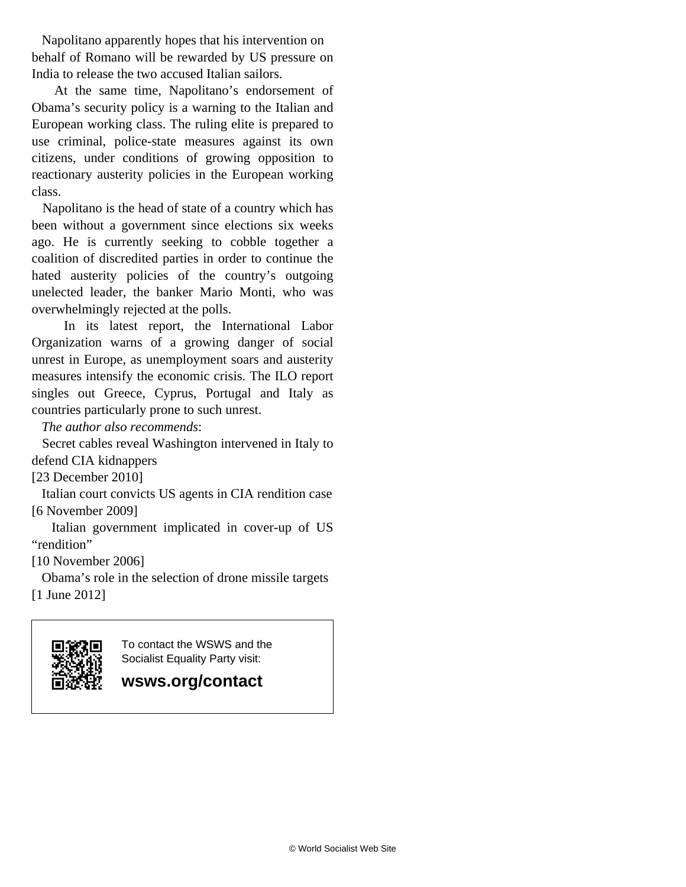Napolitano apparently hopes that his intervention on behalf of Romano will be rewarded by US pressure on India to release the two accused Italian sailors.

At the same time, Napolitano's endorsement of Obama's security policy is a warning to the Italian and European working class. The ruling elite is prepared to use criminal, police-state measures against its own citizens, under conditions of growing opposition to reactionary austerity policies in the European working class.

Napolitano is the head of state of a country which has been without a government since elections six weeks ago. He is currently seeking to cobble together a coalition of discredited parties in order to continue the hated austerity policies of the country's outgoing unelected leader, the banker Mario Monti, who was overwhelmingly rejected at the polls.

In its latest report, the International Labor Organization warns of a growing danger of social unrest in Europe, as unemployment soars and austerity measures intensify the economic crisis. The ILO report singles out Greece, Cyprus, Portugal and Italy as countries particularly prone to such unrest.

*The author also recommends*:

Secret cables reveal Washington intervened in Italy to defend CIA kidnappers
[23 December 2010]

Italian court convicts US agents in CIA rendition case
[6 November 2009]

Italian government implicated in cover-up of US "rendition"
[10 November 2006]

Obama's role in the selection of drone missile targets
[1 June 2012]

To contact the WSWS and the Socialist Equality Party visit:

**wsws.org/contact**